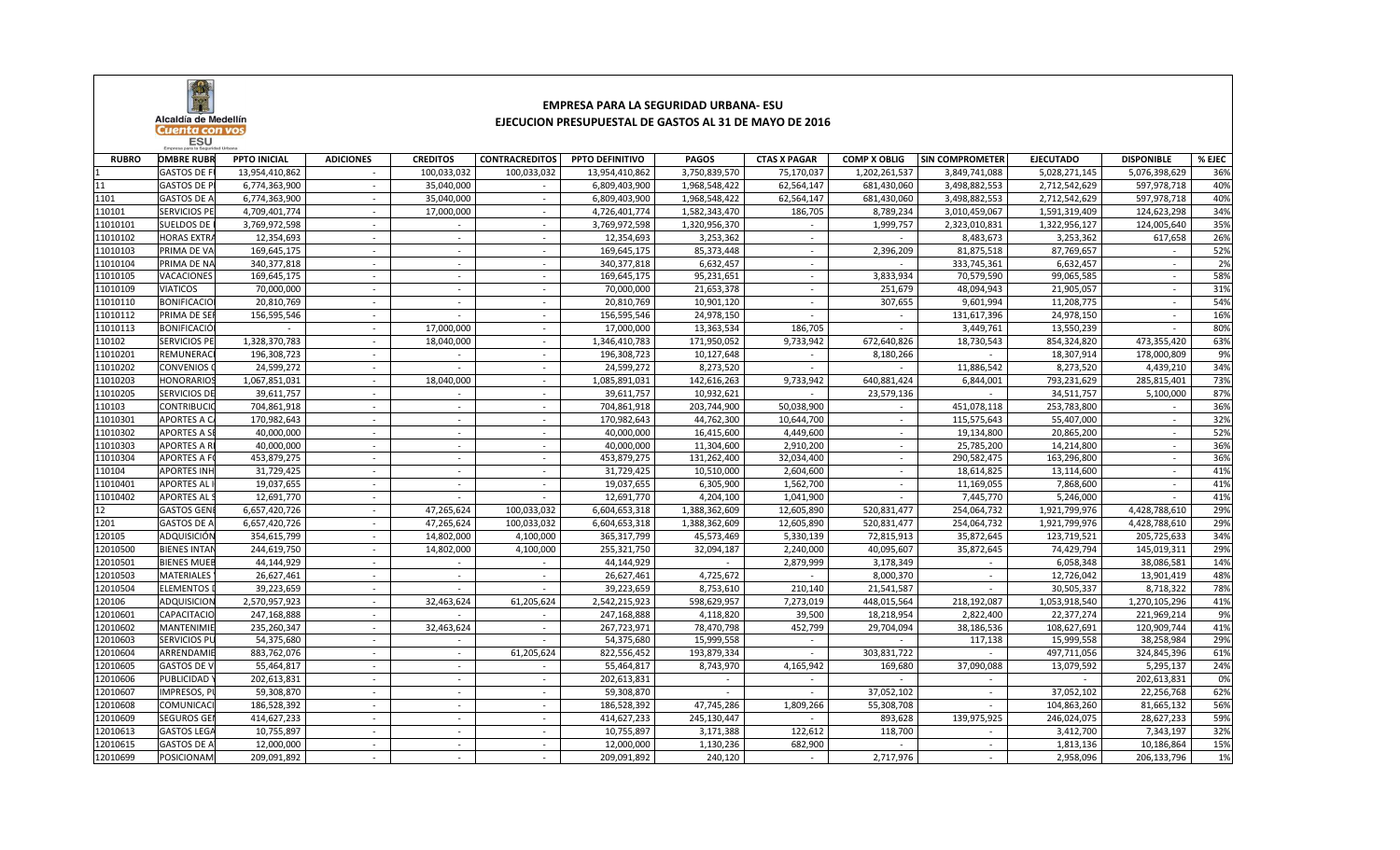# EMPRESA PARA LA SEGURIDAD URBANA- ESU

## EJECUCION PRESUPUESTAL DE GASTOS AL 31 DE MAYO DE 2016

| RUBRO | OMBRE RUBR | PPTO INICIAL | ADICIONES | CREDITOS | CONTRACREDITOS | PPTO DEFINITIVO | PAGOS | CTAS X PAGAR | COMP X OBLIG | SIN COMPROMETER | EJECUTADO | DISPONIBLE | % EJEC |
|---|---|---|---|---|---|---|---|---|---|---|---|---|---|
| 1 | GASTOS DE F | 13,954,410,862 | - | 100,033,032 | 100,033,032 | 13,954,410,862 | 3,750,839,570 | 75,170,037 | 1,202,261,537 | 3,849,741,088 | 5,028,271,145 | 5,076,398,629 | 36% |
| 11 | GASTOS DE P | 6,774,363,900 | - | 35,040,000 | - | 6,809,403,900 | 1,968,548,422 | 62,564,147 | 681,430,060 | 3,498,882,553 | 2,712,542,629 | 597,978,718 | 40% |
| 1101 | GASTOS DE A | 6,774,363,900 | - | 35,040,000 | - | 6,809,403,900 | 1,968,548,422 | 62,564,147 | 681,430,060 | 3,498,882,553 | 2,712,542,629 | 597,978,718 | 40% |
| 110101 | SERVICIOS PE | 4,709,401,774 | - | 17,000,000 | - | 4,726,401,774 | 1,582,343,470 | 186,705 | 8,789,234 | 3,010,459,067 | 1,591,319,409 | 124,623,298 | 34% |
| 11010101 | SUELDOS DE | 3,769,972,598 | - | - | - | 3,769,972,598 | 1,320,956,370 | - | 1,999,757 | 2,323,010,831 | 1,322,956,127 | 124,005,640 | 35% |
| 11010102 | HORAS EXTRA | 12,354,693 | - | - | - | 12,354,693 | 3,253,362 | - | - | 8,483,673 | 3,253,362 | 617,658 | 26% |
| 11010103 | PRIMA DE VA | 169,645,175 | - | - | - | 169,645,175 | 85,373,448 | - | 2,396,209 | 81,875,518 | 87,769,657 | - | 52% |
| 11010104 | PRIMA DE NA | 340,377,818 | - | - | - | 340,377,818 | 6,632,457 | - | - | 333,745,361 | 6,632,457 | - | 2% |
| 11010105 | VACACIONES | 169,645,175 | - | - | - | 169,645,175 | 95,231,651 | - | 3,833,934 | 70,579,590 | 99,065,585 | - | 58% |
| 11010109 | VIATICOS | 70,000,000 | - | - | - | 70,000,000 | 21,653,378 | - | 251,679 | 48,094,943 | 21,905,057 | - | 31% |
| 11010110 | BONIFICACIO | 20,810,769 | - | - | - | 20,810,769 | 10,901,120 | - | 307,655 | 9,601,994 | 11,208,775 | - | 54% |
| 11010112 | PRIMA DE SE | 156,595,546 | - | - | - | 156,595,546 | 24,978,150 | - | - | 131,617,396 | 24,978,150 | - | 16% |
| 11010113 | BONIFICACIÓ | - | - | 17,000,000 | - | 17,000,000 | 13,363,534 | 186,705 | - | 3,449,761 | 13,550,239 | - | 80% |
| 110102 | SERVICIOS PE | 1,328,370,783 | - | 18,040,000 | - | 1,346,410,783 | 171,950,052 | 9,733,942 | 672,640,826 | 18,730,543 | 854,324,820 | 473,355,420 | 63% |
| 11010201 | REMUNERAC | 196,308,723 | - | - | - | 196,308,723 | 10,127,648 | - | 8,180,266 | - | 18,307,914 | 178,000,809 | 9% |
| 11010202 | CONVENIOS | 24,599,272 | - | - | - | 24,599,272 | 8,273,520 | - | - | 11,886,542 | 8,273,520 | 4,439,210 | 34% |
| 11010203 | HONORARIOS | 1,067,851,031 | - | 18,040,000 | - | 1,085,891,031 | 142,616,263 | 9,733,942 | 640,881,424 | 6,844,001 | 793,231,629 | 285,815,401 | 73% |
| 11010205 | SERVICIOS DE | 39,611,757 | - | - | - | 39,611,757 | 10,932,621 | - | 23,579,136 | - | 34,511,757 | 5,100,000 | 87% |
| 110103 | CONTRIBUCIO | 704,861,918 | - | - | - | 704,861,918 | 203,744,900 | 50,038,900 | - | 451,078,118 | 253,783,800 | - | 36% |
| 11010301 | APORTES A C | 170,982,643 | - | - | - | 170,982,643 | 44,762,300 | 10,644,700 | - | 115,575,643 | 55,407,000 | - | 32% |
| 11010302 | APORTES A S | 40,000,000 | - | - | - | 40,000,000 | 16,415,600 | 4,449,600 | - | 19,134,800 | 20,865,200 | - | 52% |
| 11010303 | APORTES A R | 40,000,000 | - | - | - | 40,000,000 | 11,304,600 | 2,910,200 | - | 25,785,200 | 14,214,800 | - | 36% |
| 11010304 | APORTES A F | 453,879,275 | - | - | - | 453,879,275 | 131,262,400 | 32,034,400 | - | 290,582,475 | 163,296,800 | - | 36% |
| 110104 | APORTES INH | 31,729,425 | - | - | - | 31,729,425 | 10,510,000 | 2,604,600 | - | 18,614,825 | 13,114,600 | - | 41% |
| 11010401 | APORTES AL | 19,037,655 | - | - | - | 19,037,655 | 6,305,900 | 1,562,700 | - | 11,169,055 | 7,868,600 | - | 41% |
| 11010402 | APORTES AL | 12,691,770 | - | - | - | 12,691,770 | 4,204,100 | 1,041,900 | - | 7,445,770 | 5,246,000 | - | 41% |
| 12 | GASTOS GEN | 6,657,420,726 | - | 47,265,624 | 100,033,032 | 6,604,653,318 | 1,388,362,609 | 12,605,890 | 520,831,477 | 254,064,732 | 1,921,799,976 | 4,428,788,610 | 29% |
| 1201 | GASTOS DE A | 6,657,420,726 | - | 47,265,624 | 100,033,032 | 6,604,653,318 | 1,388,362,609 | 12,605,890 | 520,831,477 | 254,064,732 | 1,921,799,976 | 4,428,788,610 | 29% |
| 120105 | ADQUISICIÓN | 354,615,799 | - | 14,802,000 | 4,100,000 | 365,317,799 | 45,573,469 | 5,330,139 | 72,815,913 | 35,872,645 | 123,719,521 | 205,725,633 | 34% |
| 12010500 | BIENES INTAN | 244,619,750 | - | 14,802,000 | 4,100,000 | 255,321,750 | 32,094,187 | 2,240,000 | 40,095,607 | 35,872,645 | 74,429,794 | 145,019,311 | 29% |
| 12010501 | BIENES MUEB | 44,144,929 | - | - | - | 44,144,929 | - | 2,879,999 | 3,178,349 | - | 6,058,348 | 38,086,581 | 14% |
| 12010503 | MATERIALES | 26,627,461 | - | - | - | 26,627,461 | 4,725,672 | - | 8,000,370 | - | 12,726,042 | 13,901,419 | 48% |
| 12010504 | ELEMENTOS | 39,223,659 | - | - | - | 39,223,659 | 8,753,610 | 210,140 | 21,541,587 | - | 30,505,337 | 8,718,322 | 78% |
| 120106 | ADQUISICION | 2,570,957,923 | - | 32,463,624 | 61,205,624 | 2,542,215,923 | 598,629,957 | 7,273,019 | 448,015,564 | 218,192,087 | 1,053,918,540 | 1,270,105,296 | 41% |
| 12010601 | CAPACITACIO | 247,168,888 | - | - | - | 247,168,888 | 4,118,820 | 39,500 | 18,218,954 | 2,822,400 | 22,377,274 | 221,969,214 | 9% |
| 12010602 | MANTENIMIE | 235,260,347 | - | 32,463,624 | - | 267,723,971 | 78,470,798 | 452,799 | 29,704,094 | 38,186,536 | 108,627,691 | 120,909,744 | 41% |
| 12010603 | SERVICIOS PU | 54,375,680 | - | - | - | 54,375,680 | 15,999,558 | - | - | 117,138 | 15,999,558 | 38,258,984 | 29% |
| 12010604 | ARRENDAMIE | 883,762,076 | - | - | 61,205,624 | 822,556,452 | 193,879,334 | - | 303,831,722 | - | 497,711,056 | 324,845,396 | 61% |
| 12010605 | GASTOS DE V | 55,464,817 | - | - | - | 55,464,817 | 8,743,970 | 4,165,942 | 169,680 | 37,090,088 | 13,079,592 | 5,295,137 | 24% |
| 12010606 | PUBLICIDAD | 202,613,831 | - | - | - | 202,613,831 | - | - | - | - | - | 202,613,831 | 0% |
| 12010607 | IMPRESOS, P | 59,308,870 | - | - | - | 59,308,870 | - | - | 37,052,102 | - | 37,052,102 | 22,256,768 | 62% |
| 12010608 | COMUNICACI | 186,528,392 | - | - | - | 186,528,392 | 47,745,286 | 1,809,266 | 55,308,708 | - | 104,863,260 | 81,665,132 | 56% |
| 12010609 | SEGUROS GE | 414,627,233 | - | - | - | 414,627,233 | 245,130,447 | - | 893,628 | 139,975,925 | 246,024,075 | 28,627,233 | 59% |
| 12010613 | GASTOS LEGA | 10,755,897 | - | - | - | 10,755,897 | 3,171,388 | 122,612 | 118,700 | - | 3,412,700 | 7,343,197 | 32% |
| 12010615 | GASTOS DE A | 12,000,000 | - | - | - | 12,000,000 | 1,130,236 | 682,900 | - | - | 1,813,136 | 10,186,864 | 15% |
| 12010699 | POSICIONAM | 209,091,892 | - | - | - | 209,091,892 | 240,120 | - | 2,717,976 | - | 2,958,096 | 206,133,796 | 1% |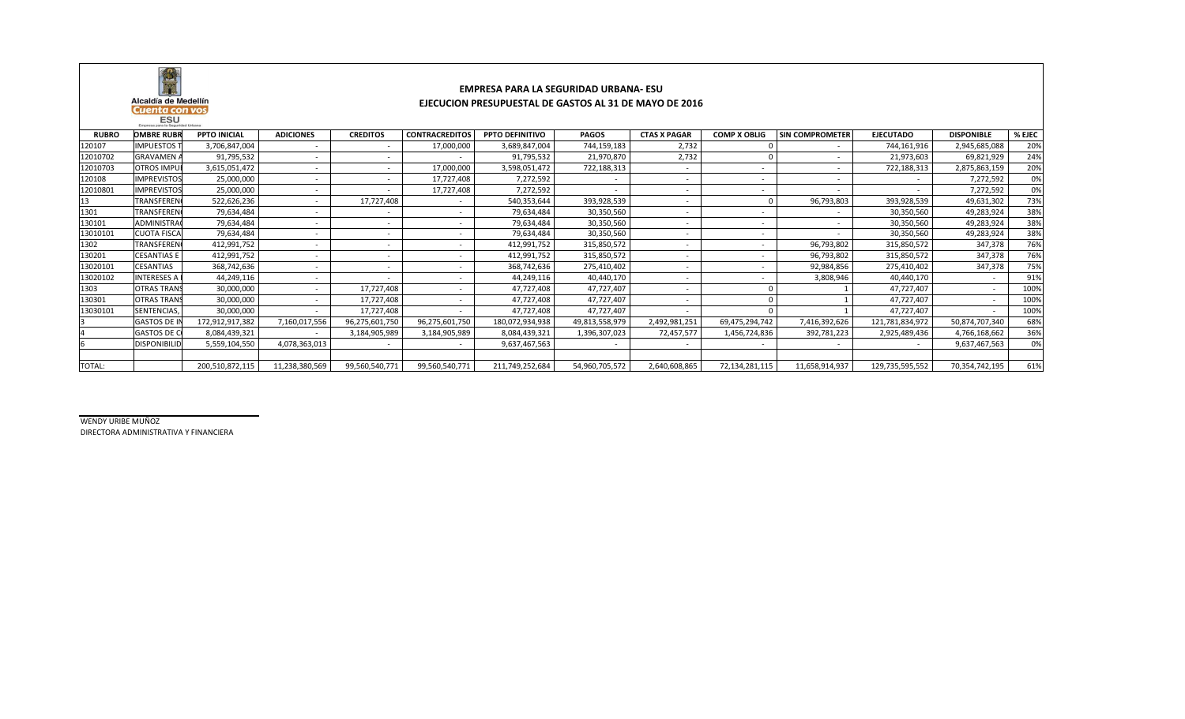Alcaldía de Medellín
Cuenta con vos
ESU
Empresa para la Seguridad Urbana

# EMPRESA PARA LA SEGURIDAD URBANA- ESU

## EJECUCION PRESUPUESTAL DE GASTOS AL 31 DE MAYO DE 2016

| RUBRO | OMBRE RUBR | PPTO INICIAL | ADICIONES | CREDITOS | CONTRACREDITOS | PPTO DEFINITIVO | PAGOS | CTAS X PAGAR | COMP X OBLIG | SIN COMPROMETER | EJECUTADO | DISPONIBLE | % EJEC |
|---|---|---|---|---|---|---|---|---|---|---|---|---|---|
| 120107 | IMPUESTOS T | 3,706,847,004 | - | - | 17,000,000 | 3,689,847,004 | 744,159,183 | 2,732 | 0 | - | 744,161,916 | 2,945,685,088 | 20% |
| 12010702 | GRAVAMEN A | 91,795,532 | - | - | - | 91,795,532 | 21,970,870 | 2,732 | 0 | - | 21,973,603 | 69,821,929 | 24% |
| 12010703 | OTROS IMPU | 3,615,051,472 | - | - | 17,000,000 | 3,598,051,472 | 722,188,313 | - | - | - | 722,188,313 | 2,875,863,159 | 20% |
| 120108 | IMPREVISTOS | 25,000,000 | - | - | 17,727,408 | 7,272,592 | - | - | - | - | - | 7,272,592 | 0% |
| 12010801 | IMPREVISTOS | 25,000,000 | - | - | 17,727,408 | 7,272,592 | - | - | - | - | - | 7,272,592 | 0% |
| 13 | TRANSFEREN | 522,626,236 | - | 17,727,408 | - | 540,353,644 | 393,928,539 | - | 0 | 96,793,803 | 393,928,539 | 49,631,302 | 73% |
| 1301 | TRANSFEREN | 79,634,484 | - | - | - | 79,634,484 | 30,350,560 | - | - | - | 30,350,560 | 49,283,924 | 38% |
| 130101 | ADMINISTRA | 79,634,484 | - | - | - | 79,634,484 | 30,350,560 | - | - | - | 30,350,560 | 49,283,924 | 38% |
| 13010101 | CUOTA FISCA | 79,634,484 | - | - | - | 79,634,484 | 30,350,560 | - | - | - | 30,350,560 | 49,283,924 | 38% |
| 1302 | TRANSFEREN | 412,991,752 | - | - | - | 412,991,752 | 315,850,572 | - | - | 96,793,802 | 315,850,572 | 347,378 | 76% |
| 130201 | CESANTIAS E | 412,991,752 | - | - | - | 412,991,752 | 315,850,572 | - | - | 96,793,802 | 315,850,572 | 347,378 | 76% |
| 13020101 | CESANTIAS | 368,742,636 | - | - | - | 368,742,636 | 275,410,402 | - | - | 92,984,856 | 275,410,402 | 347,378 | 75% |
| 13020102 | INTERESES A | 44,249,116 | - | - | - | 44,249,116 | 40,440,170 | - | - | 3,808,946 | 40,440,170 | - | 91% |
| 1303 | OTRAS TRANS | 30,000,000 | - | 17,727,408 | - | 47,727,408 | 47,727,407 | - | 0 | 1 | 47,727,407 | - | 100% |
| 130301 | OTRAS TRANS | 30,000,000 | - | 17,727,408 | - | 47,727,408 | 47,727,407 | - | 0 | 1 | 47,727,407 | - | 100% |
| 13030101 | SENTENCIAS, | 30,000,000 | - | 17,727,408 | - | 47,727,408 | 47,727,407 | - | 0 | 1 | 47,727,407 | - | 100% |
| 3 | GASTOS DE IN | 172,912,917,382 | 7,160,017,556 | 96,275,601,750 | 96,275,601,750 | 180,072,934,938 | 49,813,558,979 | 2,492,981,251 | 69,475,294,742 | 7,416,392,626 | 121,781,834,972 | 50,874,707,340 | 68% |
| 4 | GASTOS DE C | 8,084,439,321 | - | 3,184,905,989 | 3,184,905,989 | 8,084,439,321 | 1,396,307,023 | 72,457,577 | 1,456,724,836 | 392,781,223 | 2,925,489,436 | 4,766,168,662 | 36% |
| 6 | DISPONIBILID | 5,559,104,550 | 4,078,363,013 | - | - | 9,637,467,563 | - | - | - | - | - | 9,637,467,563 | 0% |
| | | | | | | | | | | | | | |
| TOTAL: | | 200,510,872,115 | 11,238,380,569 | 99,560,540,771 | 99,560,540,771 | 211,749,252,684 | 54,960,705,572 | 2,640,608,865 | 72,134,281,115 | 11,658,914,937 | 129,735,595,552 | 70,354,742,195 | 61% |

WENDY URIBE MUÑOZ
DIRECTORA ADMINISTRATIVA Y FINANCIERA